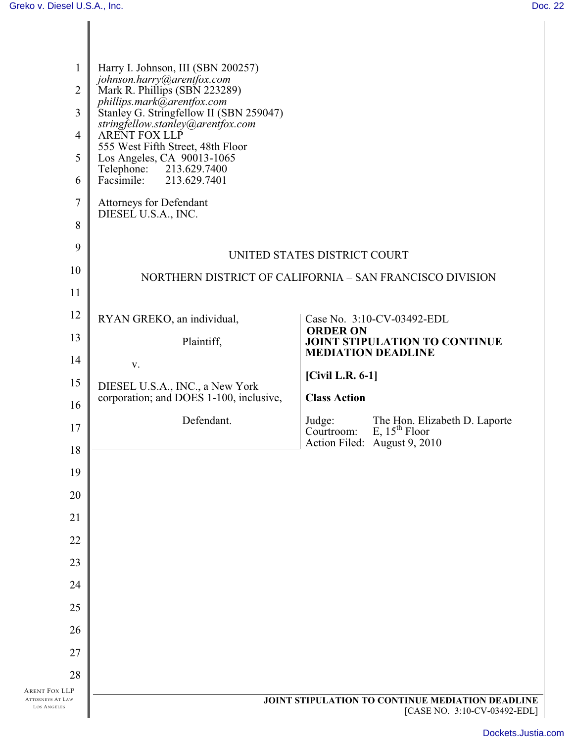Harry I. Johnson, III (SBN 200257)
*johnson.harry@arentfox.com*
Mark R. Phillips (SBN 223289)
*phillips.mark@arentfox.com*
Stanley G. Stringfellow II (SBN 259047)
*stringfellow.stanley@arentfox.com*
ARENT FOX LLP
555 West Fifth Street, 48th Floor
Los Angeles, CA 90013-1065
Telephone: 213.629.7400
Facsimile: 213.629.7401

Attorneys for Defendant
DIESEL U.S.A., INC.

UNITED STATES DISTRICT COURT

NORTHERN DISTRICT OF CALIFORNIA – SAN FRANCISCO DIVISION

RYAN GREKO, an individual,

Plaintiff,

v.

DIESEL U.S.A., INC., a New York corporation; and DOES 1-100, inclusive,

Defendant.

Case No. 3:10-CV-03492-EDL

**ORDER ON**
**JOINT STIPULATION TO CONTINUE MEDIATION DEADLINE**

**[Civil L.R. 6-1]**

**Class Action**

Judge: The Hon. Elizabeth D. Laporte
Courtroom: E, 15th Floor
Action Filed: August 9, 2010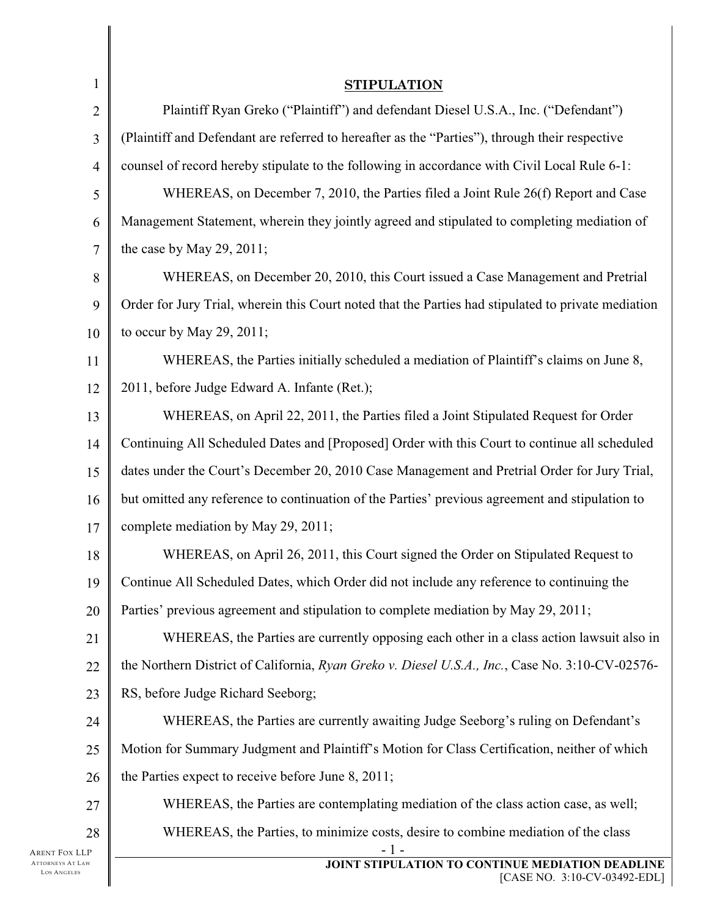## STIPULATION

Plaintiff Ryan Greko ("Plaintiff") and defendant Diesel U.S.A., Inc. ("Defendant") (Plaintiff and Defendant are referred to hereafter as the "Parties"), through their respective counsel of record hereby stipulate to the following in accordance with Civil Local Rule 6-1:

WHEREAS, on December 7, 2010, the Parties filed a Joint Rule 26(f) Report and Case Management Statement, wherein they jointly agreed and stipulated to completing mediation of the case by May 29, 2011;

WHEREAS, on December 20, 2010, this Court issued a Case Management and Pretrial Order for Jury Trial, wherein this Court noted that the Parties had stipulated to private mediation to occur by May 29, 2011;

WHEREAS, the Parties initially scheduled a mediation of Plaintiff's claims on June 8, 2011, before Judge Edward A. Infante (Ret.);

WHEREAS, on April 22, 2011, the Parties filed a Joint Stipulated Request for Order Continuing All Scheduled Dates and [Proposed] Order with this Court to continue all scheduled dates under the Court's December 20, 2010 Case Management and Pretrial Order for Jury Trial, but omitted any reference to continuation of the Parties' previous agreement and stipulation to complete mediation by May 29, 2011;

WHEREAS, on April 26, 2011, this Court signed the Order on Stipulated Request to Continue All Scheduled Dates, which Order did not include any reference to continuing the Parties' previous agreement and stipulation to complete mediation by May 29, 2011;

WHEREAS, the Parties are currently opposing each other in a class action lawsuit also in the Northern District of California, *Ryan Greko v. Diesel U.S.A., Inc.*, Case No. 3:10-CV-02576-RS, before Judge Richard Seeborg;

WHEREAS, the Parties are currently awaiting Judge Seeborg's ruling on Defendant's Motion for Summary Judgment and Plaintiff's Motion for Class Certification, neither of which the Parties expect to receive before June 8, 2011;

WHEREAS, the Parties are contemplating mediation of the class action case, as well;

WHEREAS, the Parties, to minimize costs, desire to combine mediation of the class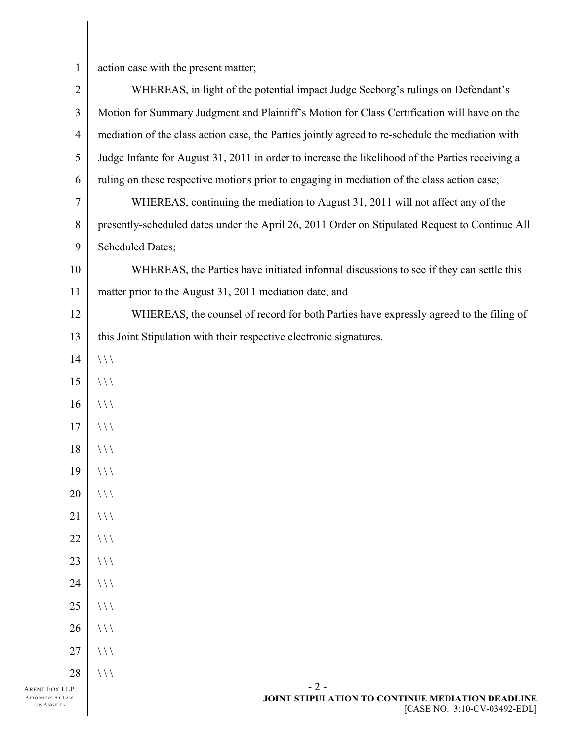action case with the present matter;

WHEREAS, in light of the potential impact Judge Seeborg's rulings on Defendant's Motion for Summary Judgment and Plaintiff's Motion for Class Certification will have on the mediation of the class action case, the Parties jointly agreed to re-schedule the mediation with Judge Infante for August 31, 2011 in order to increase the likelihood of the Parties receiving a ruling on these respective motions prior to engaging in mediation of the class action case;

WHEREAS, continuing the mediation to August 31, 2011 will not affect any of the presently-scheduled dates under the April 26, 2011 Order on Stipulated Request to Continue All Scheduled Dates;

WHEREAS, the Parties have initiated informal discussions to see if they can settle this matter prior to the August 31, 2011 mediation date; and

WHEREAS, the counsel of record for both Parties have expressly agreed to the filing of this Joint Stipulation with their respective electronic signatures.

\\\

\\\

\\\

\\\

\\\

\\\

\\\

\\\

\\\

\\\

\\\

\\\

\\\

\\\

\\\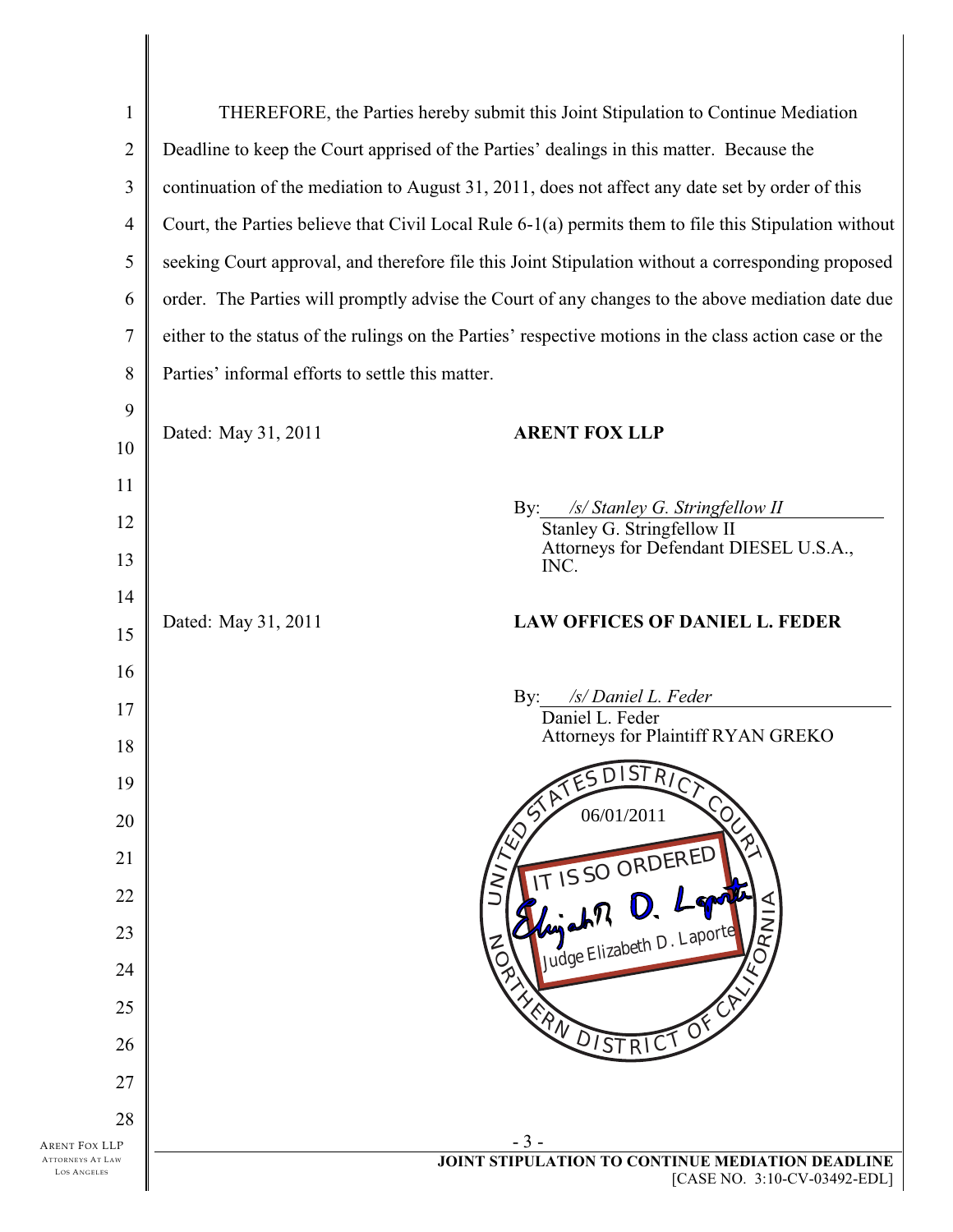THEREFORE, the Parties hereby submit this Joint Stipulation to Continue Mediation Deadline to keep the Court apprised of the Parties' dealings in this matter. Because the continuation of the mediation to August 31, 2011, does not affect any date set by order of this Court, the Parties believe that Civil Local Rule 6-1(a) permits them to file this Stipulation without seeking Court approval, and therefore file this Joint Stipulation without a corresponding proposed order. The Parties will promptly advise the Court of any changes to the above mediation date due either to the status of the rulings on the Parties' respective motions in the class action case or the Parties' informal efforts to settle this matter.

Dated: May 31, 2011

**ARENT FOX LLP**

By: */s/ Stanley G. Stringfellow II*
Stanley G. Stringfellow II
Attorneys for Defendant DIESEL U.S.A., INC.

Dated: May 31, 2011

**LAW OFFICES OF DANIEL L. FEDER**

By: */s/ Daniel L. Feder*
Daniel L. Feder
Attorneys for Plaintiff RYAN GREKO

UNITED STATES DISTRICT COURT
NORTHERN DISTRICT OF CALIFORNIA

06/01/2011

IT IS SO ORDERED

Judge Elizabeth D. Laporte

**JOINT STIPULATION TO CONTINUE MEDIATION DEADLINE**
[CASE NO. 3:10-CV-03492-EDL]